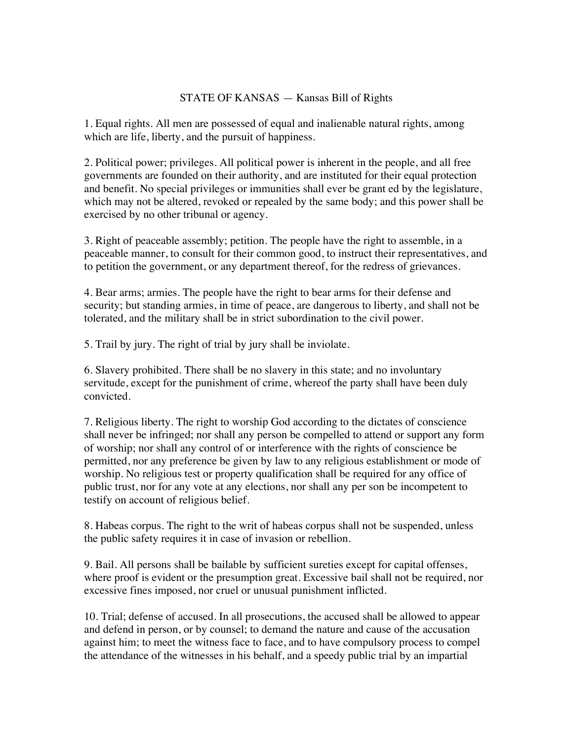# STATE OF KANSAS — Kansas Bill of Rights

1. Equal rights. All men are possessed of equal and inalienable natural rights, among which are life, liberty, and the pursuit of happiness.

2. Political power; privileges. All political power is inherent in the people, and all free governments are founded on their authority, and are instituted for their equal protection and benefit. No special privileges or immunities shall ever be grant ed by the legislature, which may not be altered, revoked or repealed by the same body; and this power shall be exercised by no other tribunal or agency.

3. Right of peaceable assembly; petition. The people have the right to assemble, in a peaceable manner, to consult for their common good, to instruct their representatives, and to petition the government, or any department thereof, for the redress of grievances.

4. Bear arms; armies. The people have the right to bear arms for their defense and security; but standing armies, in time of peace, are dangerous to liberty, and shall not be tolerated, and the military shall be in strict subordination to the civil power.

5. Trail by jury. The right of trial by jury shall be inviolate.

6. Slavery prohibited. There shall be no slavery in this state; and no involuntary servitude, except for the punishment of crime, whereof the party shall have been duly convicted.

7. Religious liberty. The right to worship God according to the dictates of conscience shall never be infringed; nor shall any person be compelled to attend or support any form of worship; nor shall any control of or interference with the rights of conscience be permitted, nor any preference be given by law to any religious establishment or mode of worship. No religious test or property qualification shall be required for any office of public trust, nor for any vote at any elections, nor shall any per son be incompetent to testify on account of religious belief.

8. Habeas corpus. The right to the writ of habeas corpus shall not be suspended, unless the public safety requires it in case of invasion or rebellion.

9. Bail. All persons shall be bailable by sufficient sureties except for capital offenses, where proof is evident or the presumption great. Excessive bail shall not be required, nor excessive fines imposed, nor cruel or unusual punishment inflicted.

10. Trial; defense of accused. In all prosecutions, the accused shall be allowed to appear and defend in person, or by counsel; to demand the nature and cause of the accusation against him; to meet the witness face to face, and to have compulsory process to compel the attendance of the witnesses in his behalf, and a speedy public trial by an impartial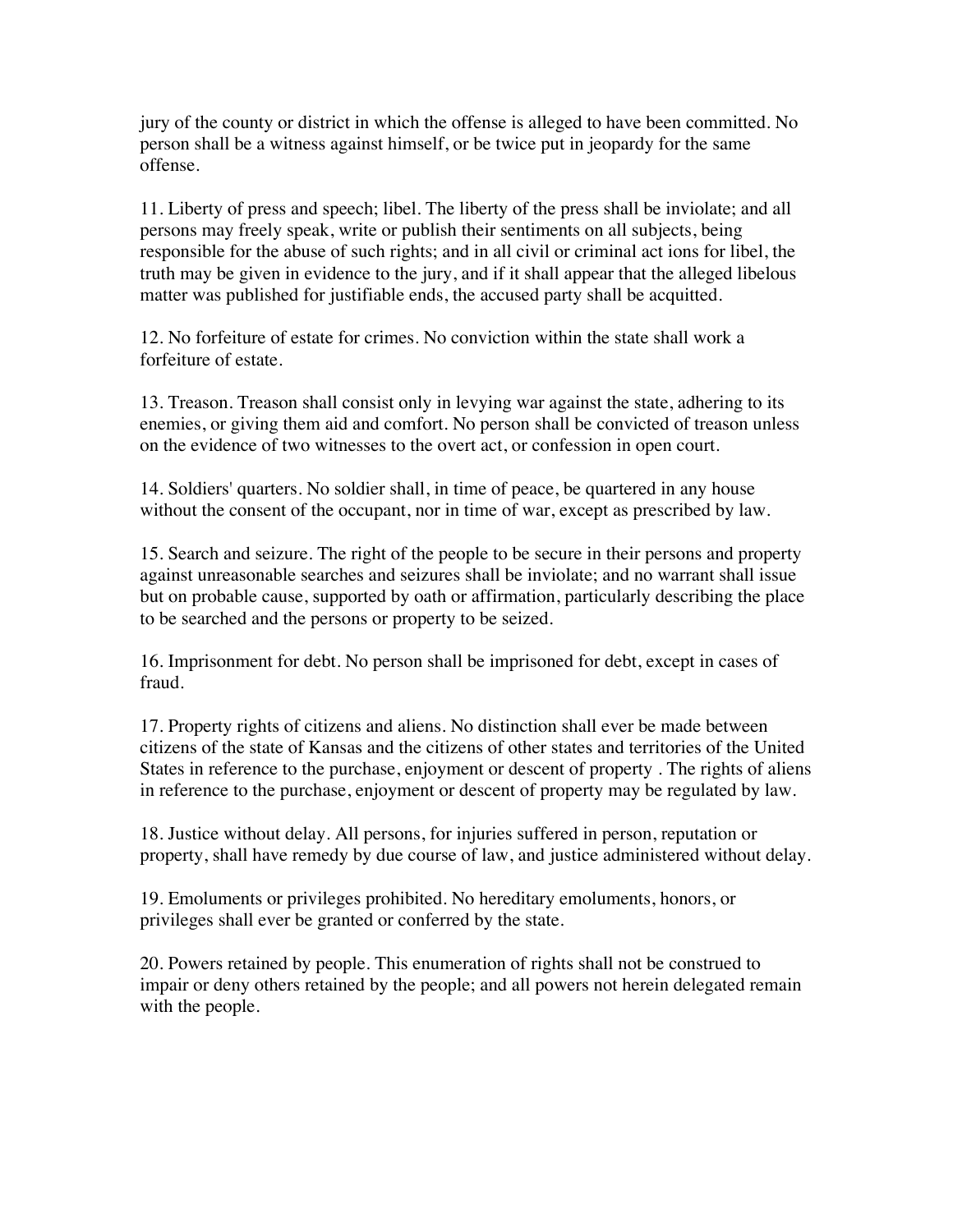jury of the county or district in which the offense is alleged to have been committed. No person shall be a witness against himself, or be twice put in jeopardy for the same offense.

11. Liberty of press and speech; libel. The liberty of the press shall be inviolate; and all persons may freely speak, write or publish their sentiments on all subjects, being responsible for the abuse of such rights; and in all civil or criminal act ions for libel, the truth may be given in evidence to the jury, and if it shall appear that the alleged libelous matter was published for justifiable ends, the accused party shall be acquitted.

12. No forfeiture of estate for crimes. No conviction within the state shall work a forfeiture of estate.

13. Treason. Treason shall consist only in levying war against the state, adhering to its enemies, or giving them aid and comfort. No person shall be convicted of treason unless on the evidence of two witnesses to the overt act, or confession in open court.

14. Soldiers' quarters. No soldier shall, in time of peace, be quartered in any house without the consent of the occupant, nor in time of war, except as prescribed by law.

15. Search and seizure. The right of the people to be secure in their persons and property against unreasonable searches and seizures shall be inviolate; and no warrant shall issue but on probable cause, supported by oath or affirmation, particularly describing the place to be searched and the persons or property to be seized.

16. Imprisonment for debt. No person shall be imprisoned for debt, except in cases of fraud.

17. Property rights of citizens and aliens. No distinction shall ever be made between citizens of the state of Kansas and the citizens of other states and territories of the United States in reference to the purchase, enjoyment or descent of property . The rights of aliens in reference to the purchase, enjoyment or descent of property may be regulated by law.

18. Justice without delay. All persons, for injuries suffered in person, reputation or property, shall have remedy by due course of law, and justice administered without delay.

19. Emoluments or privileges prohibited. No hereditary emoluments, honors, or privileges shall ever be granted or conferred by the state.

20. Powers retained by people. This enumeration of rights shall not be construed to impair or deny others retained by the people; and all powers not herein delegated remain with the people.